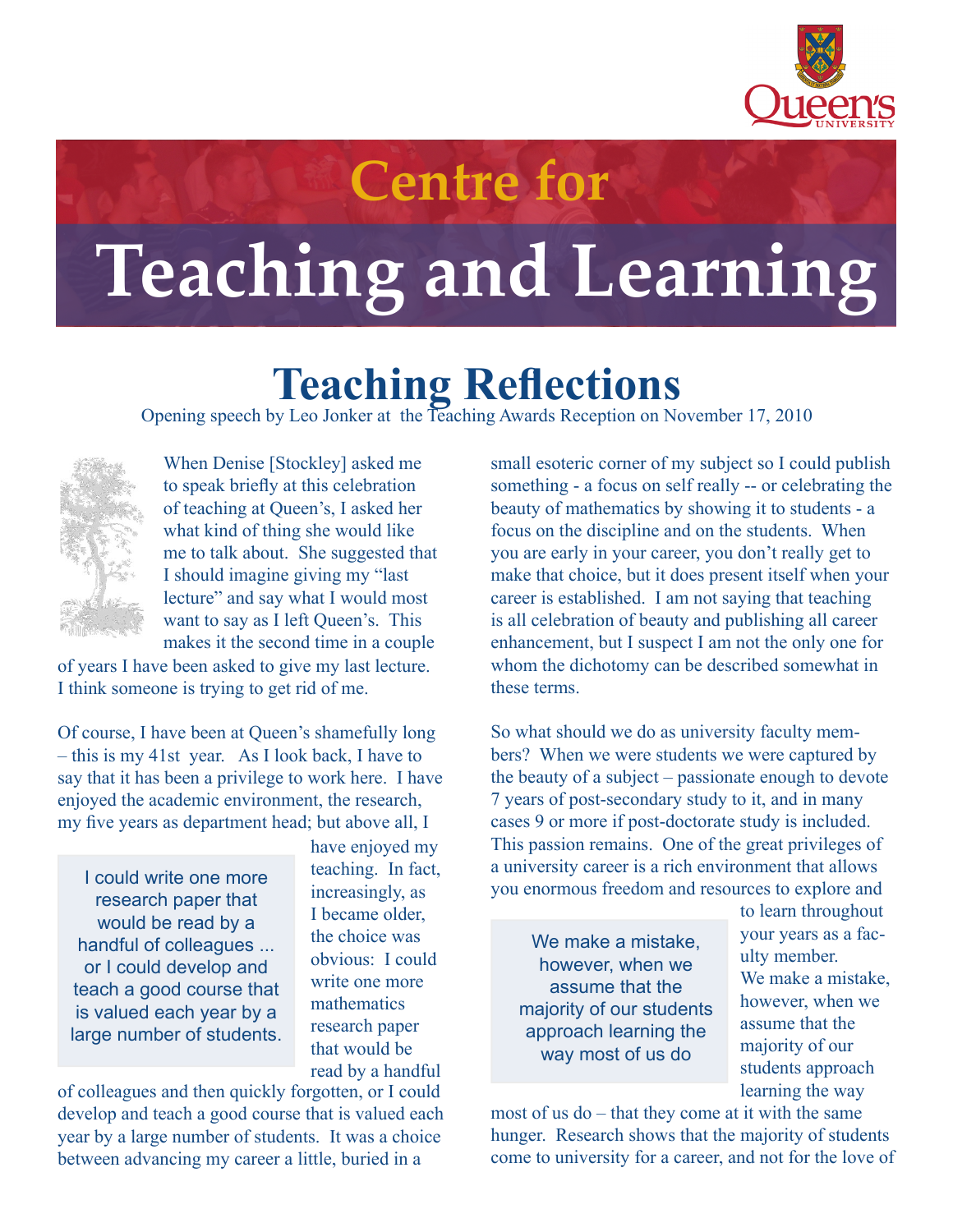# Centre for Teaching and Learning

## Teaching Reflections

Opening speech by Leo Jonker at the Teaching Awards Reception on November 17, 2010

When Denise [Stockley] asked me to speak briefly at this celebration of teaching at Queen's, I asked her what kind of thing she would like me to talk about. She suggested that I should imagine giving my "last lecture" and say what I would most want to say as I left Queen's. This makes it the second time in a couple of years I have been asked to give my last lecture. I think someone is trying to get rid of me.

Of course, I have been at Queen's shamefully long – this is my 41st year. As I look back, I have to say that it has been a privilege to work here. I have enjoyed the academic environment, the research, my five years as department head; but above all, I have enjoyed my teaching. In fact, increasingly, as I became older, the choice was obvious: I could write one more mathematics research paper that would be read by a handful of colleagues and then quickly forgotten, or I could develop and teach a good course that is valued each year by a large number of students. It was a choice between advancing my career a little, buried in a small esoteric corner of my subject so I could publish something - a focus on self really -- or celebrating the beauty of mathematics by showing it to students - a focus on the discipline and on the students. When you are early in your career, you don't really get to make that choice, but it does present itself when your career is established. I am not saying that teaching is all celebration of beauty and publishing all career enhancement, but I suspect I am not the only one for whom the dichotomy can be described somewhat in these terms.

> I could write one more research paper that would be read by a handful of colleagues ... or I could develop and teach a good course that is valued each year by a large number of students.

So what should we do as university faculty members? When we were students we were captured by the beauty of a subject – passionate enough to devote 7 years of post-secondary study to it, and in many cases 9 or more if post-doctorate study is included. This passion remains. One of the great privileges of a university career is a rich environment that allows you enormous freedom and resources to explore and to learn throughout your years as a faculty member. We make a mistake, however, when we assume that the majority of our students approach learning the way most of us do – that they come at it with the same hunger. Research shows that the majority of students come to university for a career, and not for the love of

> We make a mistake, however, when we assume that the majority of our students approach learning the way most of us do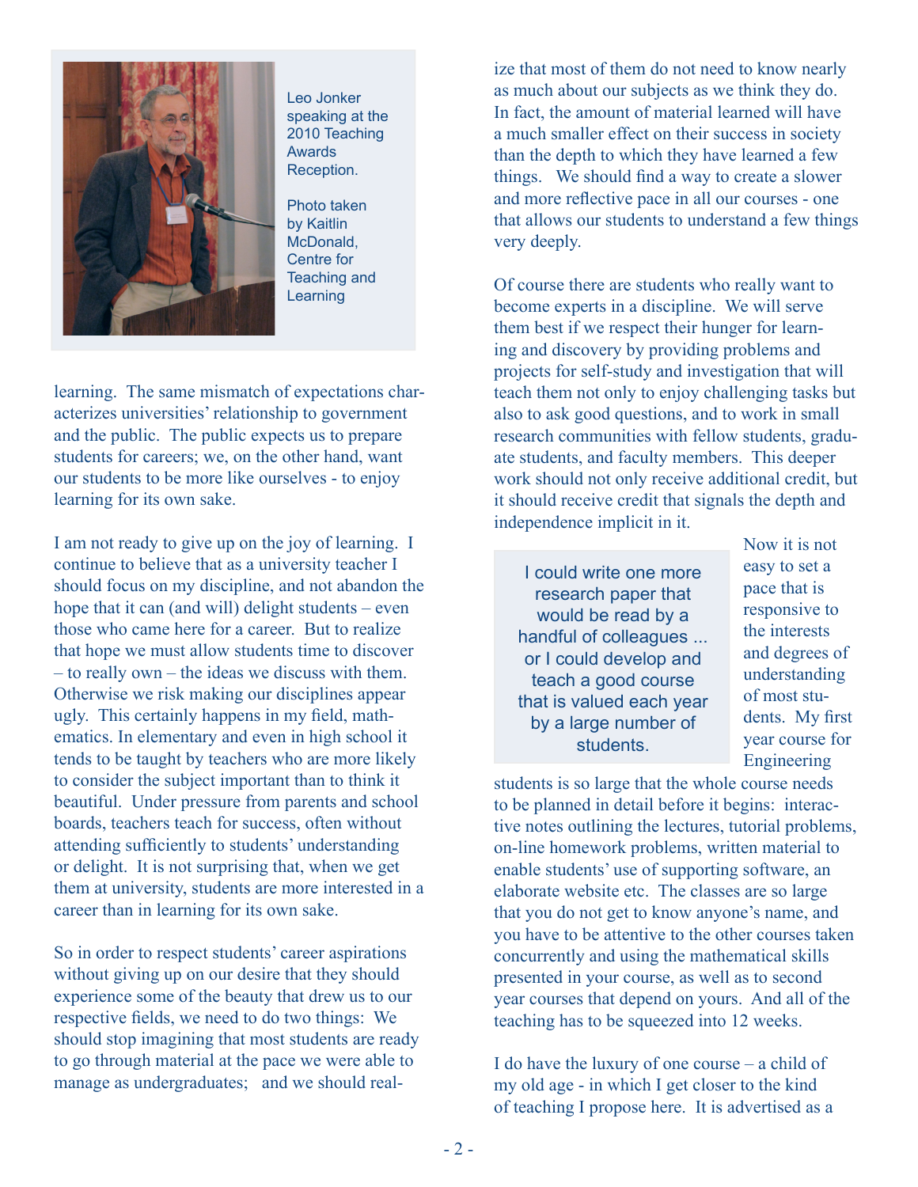Leo Jonker speaking at the 2010 Teaching Awards Reception.

Photo taken by Kaitlin McDonald, Centre for Teaching and Learning

learning. The same mismatch of expectations characterizes universities' relationship to government and the public. The public expects us to prepare students for careers; we, on the other hand, want our students to be more like ourselves - to enjoy learning for its own sake.

I am not ready to give up on the joy of learning. I continue to believe that as a university teacher I should focus on my discipline, and not abandon the hope that it can (and will) delight students – even those who came here for a career. But to realize that hope we must allow students time to discover – to really own – the ideas we discuss with them. Otherwise we risk making our disciplines appear ugly. This certainly happens in my field, mathematics. In elementary and even in high school it tends to be taught by teachers who are more likely to consider the subject important than to think it beautiful. Under pressure from parents and school boards, teachers teach for success, often without attending sufficiently to students' understanding or delight. It is not surprising that, when we get them at university, students are more interested in a career than in learning for its own sake.

So in order to respect students' career aspirations without giving up on our desire that they should experience some of the beauty that drew us to our respective fields, we need to do two things: We should stop imagining that most students are ready to go through material at the pace we were able to manage as undergraduates; and we should realize that most of them do not need to know nearly as much about our subjects as we think they do. In fact, the amount of material learned will have a much smaller effect on their success in society than the depth to which they have learned a few things. We should find a way to create a slower and more reflective pace in all our courses - one that allows our students to understand a few things very deeply.

Of course there are students who really want to become experts in a discipline. We will serve them best if we respect their hunger for learning and discovery by providing problems and projects for self-study and investigation that will teach them not only to enjoy challenging tasks but also to ask good questions, and to work in small research communities with fellow students, graduate students, and faculty members. This deeper work should not only receive additional credit, but it should receive credit that signals the depth and independence implicit in it.

> I could write one more research paper that would be read by a handful of colleagues ... or I could develop and teach a good course that is valued each year by a large number of students.

Now it is not easy to set a pace that is responsive to the interests and degrees of understanding of most students. My first year course for Engineering students is so large that the whole course needs to be planned in detail before it begins: interactive notes outlining the lectures, tutorial problems, on-line homework problems, written material to enable students' use of supporting software, an elaborate website etc. The classes are so large that you do not get to know anyone's name, and you have to be attentive to the other courses taken concurrently and using the mathematical skills presented in your course, as well as to second year courses that depend on yours. And all of the teaching has to be squeezed into 12 weeks.

I do have the luxury of one course – a child of my old age - in which I get closer to the kind of teaching I propose here. It is advertised as a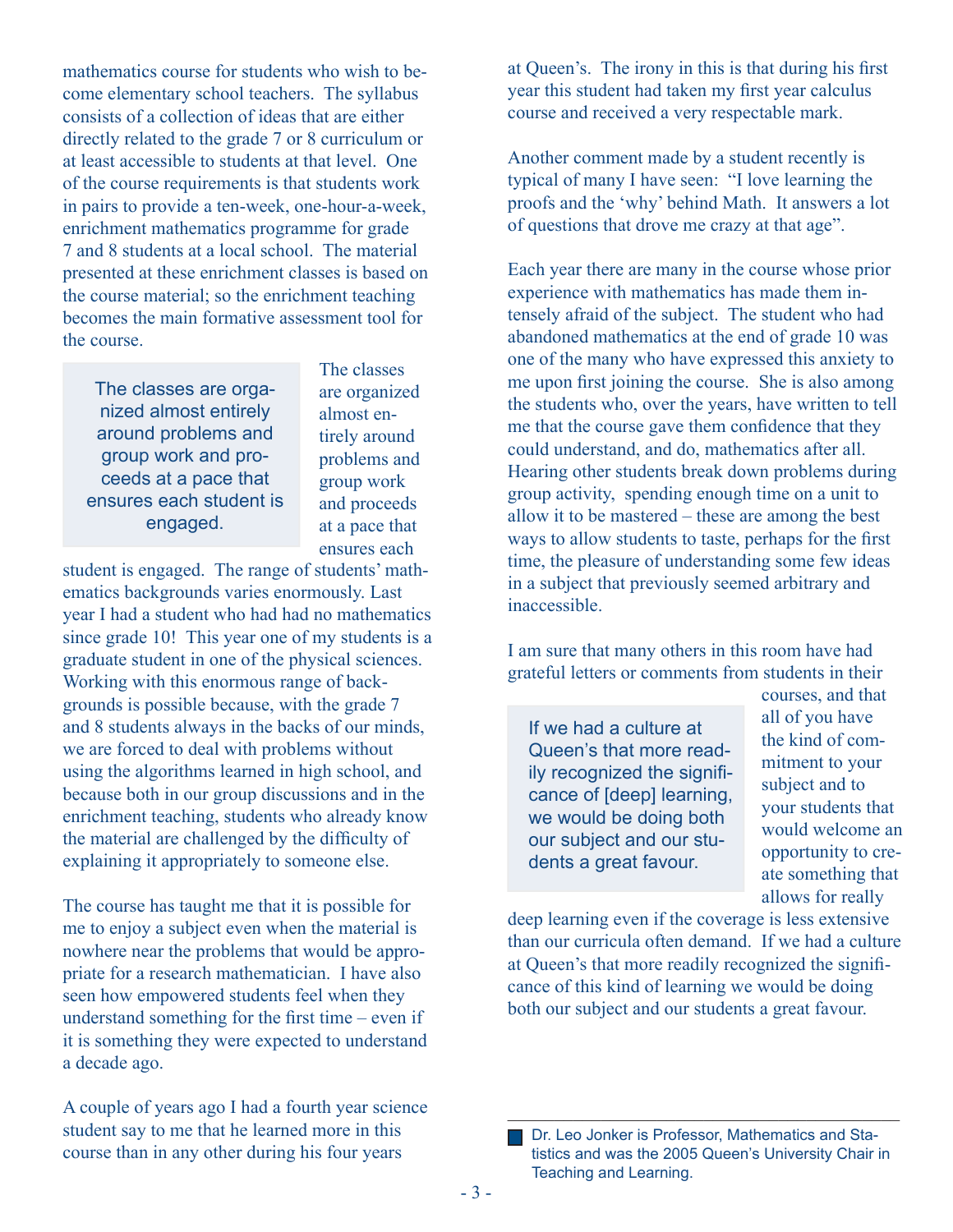mathematics course for students who wish to become elementary school teachers. The syllabus consists of a collection of ideas that are either directly related to the grade 7 or 8 curriculum or at least accessible to students at that level. One of the course requirements is that students work in pairs to provide a ten-week, one-hour-a-week, enrichment mathematics programme for grade 7 and 8 students at a local school. The material presented at these enrichment classes is based on the course material; so the enrichment teaching becomes the main formative assessment tool for the course.

> The classes are organized almost entirely around problems and group work and proceeds at a pace that ensures each student is engaged.

The classes are organized almost entirely around problems and group work and proceeds at a pace that ensures each student is engaged. The range of students' mathematics backgrounds varies enormously. Last year I had a student who had had no mathematics since grade 10! This year one of my students is a graduate student in one of the physical sciences. Working with this enormous range of backgrounds is possible because, with the grade 7 and 8 students always in the backs of our minds, we are forced to deal with problems without using the algorithms learned in high school, and because both in our group discussions and in the enrichment teaching, students who already know the material are challenged by the difficulty of explaining it appropriately to someone else.

The course has taught me that it is possible for me to enjoy a subject even when the material is nowhere near the problems that would be appropriate for a research mathematician. I have also seen how empowered students feel when they understand something for the first time – even if it is something they were expected to understand a decade ago.

A couple of years ago I had a fourth year science student say to me that he learned more in this course than in any other during his four years at Queen's. The irony in this is that during his first year this student had taken my first year calculus course and received a very respectable mark.

Another comment made by a student recently is typical of many I have seen: "I love learning the proofs and the 'why' behind Math. It answers a lot of questions that drove me crazy at that age".

Each year there are many in the course whose prior experience with mathematics has made them intensely afraid of the subject. The student who had abandoned mathematics at the end of grade 10 was one of the many who have expressed this anxiety to me upon first joining the course. She is also among the students who, over the years, have written to tell me that the course gave them confidence that they could understand, and do, mathematics after all. Hearing other students break down problems during group activity, spending enough time on a unit to allow it to be mastered – these are among the best ways to allow students to taste, perhaps for the first time, the pleasure of understanding some few ideas in a subject that previously seemed arbitrary and inaccessible.

I am sure that many others in this room have had grateful letters or comments from students in their courses, and that all of you have the kind of commitment to your subject and to your students that would welcome an opportunity to create something that allows for really deep learning even if the coverage is less extensive than our curricula often demand. If we had a culture at Queen's that more readily recognized the significance of this kind of learning we would be doing both our subject and our students a great favour.

> If we had a culture at Queen's that more readily recognized the significance of [deep] learning, we would be doing both our subject and our students a great favour.

---

Dr. Leo Jonker is Professor, Mathematics and Statistics and was the 2005 Queen's University Chair in Teaching and Learning.